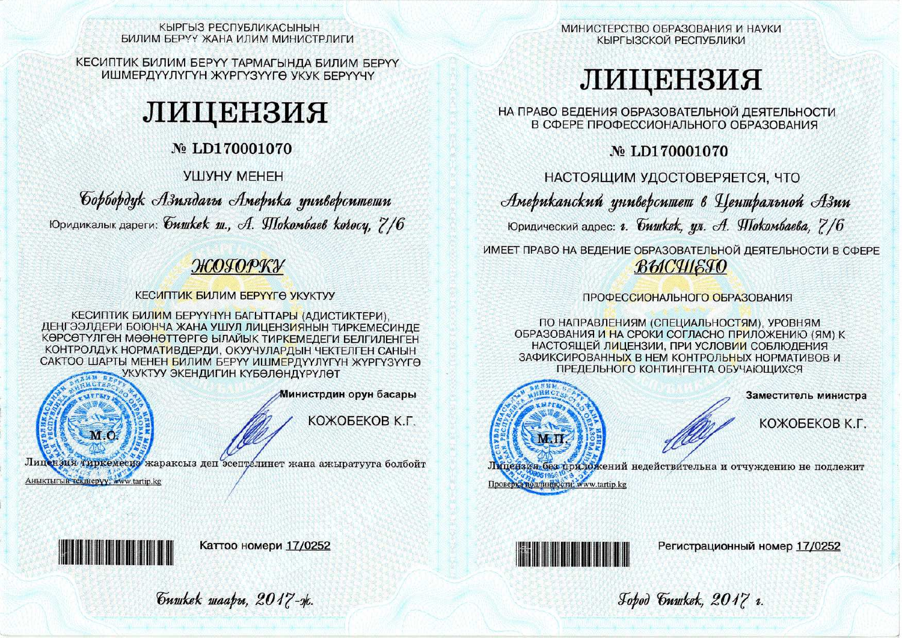КЫРГЫЗ РЕСПУБЛИКАСЫНЫН
БИЛИМ БЕРҮҮ ЖАНА ИЛИМ МИНИСТРЛИГИ

КЕСИПТИК БИЛИМ БЕРҮҮ ТАРМАГЫНДА БИЛИМ БЕРҮҮ
ИШМЕРДҮҮЛҮГҮН ЖҮРГҮЗҮҮГӨ УКУК БЕРҮҮЧҮ

# ЛИЦЕНЗИЯ

**№ LD170001070**

УШУНУ МЕНЕН

*Борбордук Азиядагы Америка университети*

Юридикалык дареги: *Бишкек ш., А. Токомбаев көчөсү, 7/6*

***ЖОГОРКУ***

КЕСИПТИК БИЛИМ БЕРҮҮГӨ УКУКТУУ

КЕСИПТИК БИЛИМ БЕРҮҮНҮН БАГЫТТАРЫ (АДИСТИКТЕРИ), ДЕҢГЭЭЛДЕРИ БОЮНЧА ЖАНА УШУЛ ЛИЦЕНЗИЯНЫН ТИРКЕМЕСИНДЕ КӨРСӨТҮЛГӨН МӨӨНӨТТӨРГӨ ЫЛАЙЫК ТИРКЕМЕДЕГИ БЕЛГИЛЕНГЕН КОНТРОЛДУК НОРМАТИВДЕРДИ, ОКУУЧУЛАРДЫН ЧЕКТЕЛГЕН САНЫН САКТОО ШАРТЫ МЕНЕН БИЛИМ БЕРҮҮ ИШМЕРДҮҮЛҮГҮН ЖҮРГҮЗҮҮГӨ УКУКТУУ ЭКЕНДИГИН КҮБӨЛӨНДҮРҮЛӨТ

М.О.

**Министрдин орун басары**

КОЖОБЕКОВ К.Г.

Лицензия тиркемесиз жараксыз деп эсептелинет жана ажыратууга болбойт

Аныктыгын текшерүү: www.tartip.kg

Каттоо номери 17/0252

*Бишкек шаары, 2017-ж.*

---

МИНИСТЕРСТВО ОБРАЗОВАНИЯ И НАУКИ
КЫРГЫЗСКОЙ РЕСПУБЛИКИ

# ЛИЦЕНЗИЯ

НА ПРАВО ВЕДЕНИЯ ОБРАЗОВАТЕЛЬНОЙ ДЕЯТЕЛЬНОСТИ
В СФЕРЕ ПРОФЕССИОНАЛЬНОГО ОБРАЗОВАНИЯ

**№ LD170001070**

НАСТОЯЩИМ УДОСТОВЕРЯЕТСЯ, ЧТО

*Американский университет в Центральной Азии*

Юридический адрес: *г. Бишкек, ул. А. Токомбаева, 7/6*

ИМЕЕТ ПРАВО НА ВЕДЕНИЕ ОБРАЗОВАТЕЛЬНОЙ ДЕЯТЕЛЬНОСТИ В СФЕРЕ

***ВЫСШЕГО***

ПРОФЕССИОНАЛЬНОГО ОБРАЗОВАНИЯ

ПО НАПРАВЛЕНИЯМ (СПЕЦИАЛЬНОСТЯМ), УРОВНЯМ ОБРАЗОВАНИЯ И НА СРОКИ СОГЛАСНО ПРИЛОЖЕНИЮ (ЯМ) К НАСТОЯЩЕЙ ЛИЦЕНЗИИ, ПРИ УСЛОВИИ СОБЛЮДЕНИЯ ЗАФИКСИРОВАННЫХ В НЕМ КОНТРОЛЬНЫХ НОРМАТИВОВ И ПРЕДЕЛЬНОГО КОНТИНГЕНТА ОБУЧАЮЩИХСЯ

М.П.

**Заместитель министра**

КОЖОБЕКОВ К.Г.

Лицензия без приложений недействительна и отчуждению не подлежит

Проверка подлинности: www.tartip.kg

Регистрационный номер 17/0252

*Город Бишкек, 2017 г.*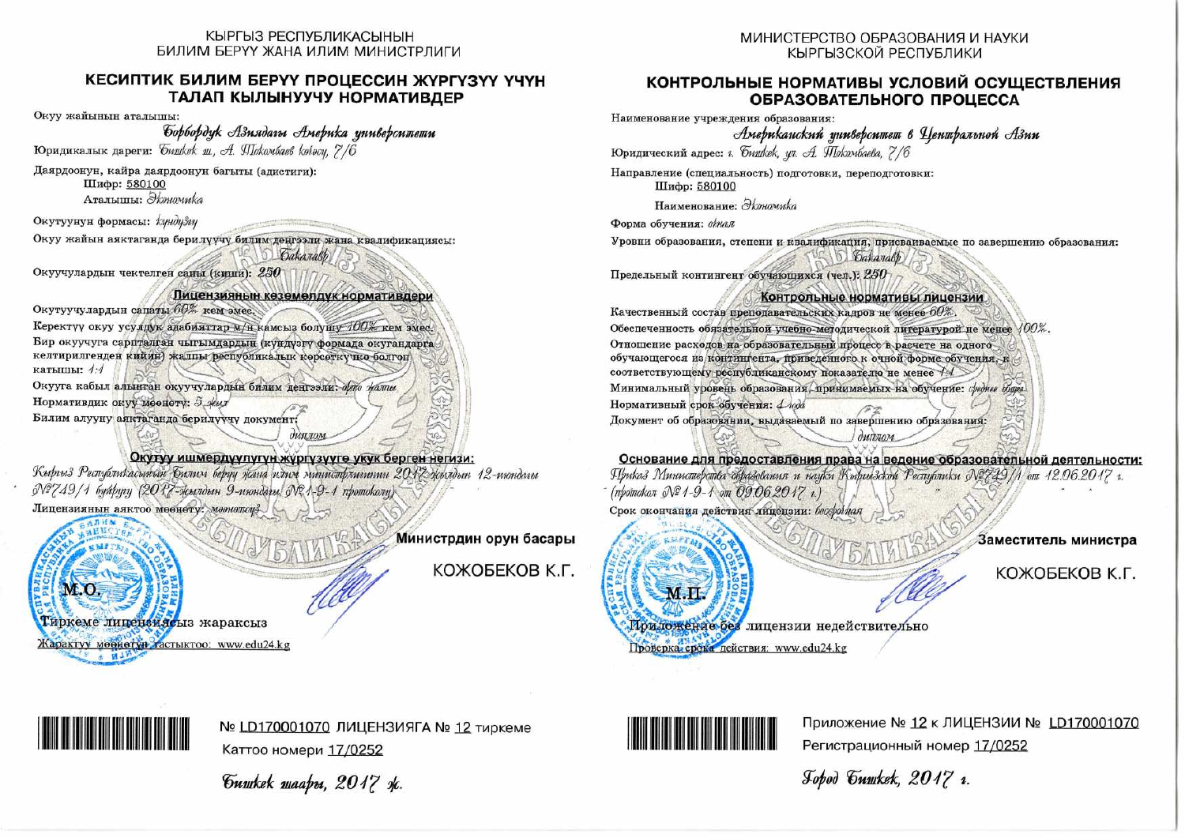КЫРГЫЗ РЕСПУБЛИКАСЫНЫН
БИЛИМ БЕРҮҮ ЖАНА ИЛИМ МИНИСТРЛИГИ

## КЕСИПТИК БИЛИМ БЕРҮҮ ПРОЦЕССИН ЖҮРГҮЗҮҮ ҮЧҮН ТАЛАП КЫЛЫНУУЧУ НОРМАТИВДЕР

Окуу жайынын аталышы:
*Борбордук Азиядагы Америка университети*

Юридикалык дареги: *Бишкек ш., А. Токомбаев көчөсү, 7/6*

Даярдоонун, кайра даярдоонун багыты (адистиги):
Шифр: 580100
Аталышы: *Экономика*

Окутуунун формасы: *күндүзгү*

Окуу жайын аяктаганда берилүүчү билим деңгээли жана квалификациясы:
*Бакалавр*

Окуучулардын чектелген саны (киши): *250*

**Лицензиянын көзөмөлдүк нормативдери**

Окутуучулардын сапаты *60%* кем эмес.

Керектүү окуу усулдук адабияттар м/н камсыз болуусу *100%* кем эмес.

Бир окуучуга сарпталган чыгымдардын (күндүзгү формада окугандарга келтирилгенден кийин) жалпы республикалык көрсөткүчкө болгон катышы: *1:1*

Окууга кабыл алынган окуучулардын билим деңгээли: *орто жалпы*

Нормативдик окуу мөөнөтү: *5 жыл*

Билим алууну аяктаганда берилүүчү документ:
*диплом*

**Окутуу ишмердүүлүгүн жүргүзүүгө укук берген негизи:**
*Кыргыз Республикасынын Билим берүү жана илим министрлигинин 2017-жылдын 12-июндагы №749/1 буйругу (2017-жылдын 9-июндагы №1-9-1 протоколу)*

Лицензиянын аяктоо мөөнөтү: *мөөнөтсүз*

Министрдин орун басары

КОЖОБЕКОВ К.Г.

М.О.

Тиркеме лицензиясыз жараксыз

Жарактуу мөөнөтүн тастыктоо: www.edu24.kg

№ LD170001070 ЛИЦЕНЗИЯГА № 12 тиркеме
Каттоо номери 17/0252

*Бишкек шаары, 2017 ж.*

МИНИСТЕРСТВО ОБРАЗОВАНИЯ И НАУКИ
КЫРГЫЗСКОЙ РЕСПУБЛИКИ

## КОНТРОЛЬНЫЕ НОРМАТИВЫ УСЛОВИЙ ОСУЩЕСТВЛЕНИЯ ОБРАЗОВАТЕЛЬНОГО ПРОЦЕССА

Наименование учреждения образования:
*Американский университет в Центральной Азии*

Юридический адрес: *г. Бишкек, ул. А. Токомбаева, 7/6*

Направление (специальность) подготовки, переподготовки:
Шифр: 580100
Наименование: *Экономика*

Форма обучения: *очная*

Уровни образования, степени и квалификация, присваиваемые по завершению образования:
*Бакалавр*

Предельный контингент обучающихся (чел.): *250*

**Контрольные нормативы лицензии**

Качественный состав преподавательских кадров не менее *60%*.

Обеспеченность обязательной учебно-методической литературой не менее *100%*.

Отношение расходов на образовательный процесс в расчете на одного обучающегося из контингента, приведенного к очной форме обучения, к соответствующему республиканскому показателю не менее *1:1*

Минимальный уровень образования, принимаемых на обучение: *среднее общее*

Нормативный срок обучения: *4 года*

Документ об образовании, выдаваемый по завершению образования:
*диплом*

**Основание для предоставления права на ведение образовательной деятельности:**
*Приказ Министерства образования и науки Кыргызской Республики №749/1 от 12.06.2017 г. (протокол №1-9-1 от 09.06.2017 г.)*

Срок окончания действия лицензии: *бессрочная*

Заместитель министра

КОЖОБЕКОВ К.Г.

М.П.

Приложение без лицензии недействительно

Проверка срока действия: www.edu24.kg

Приложение № 12 к ЛИЦЕНЗИИ № LD170001070
Регистрационный номер 17/0252

*Город Бишкек, 2017 г.*